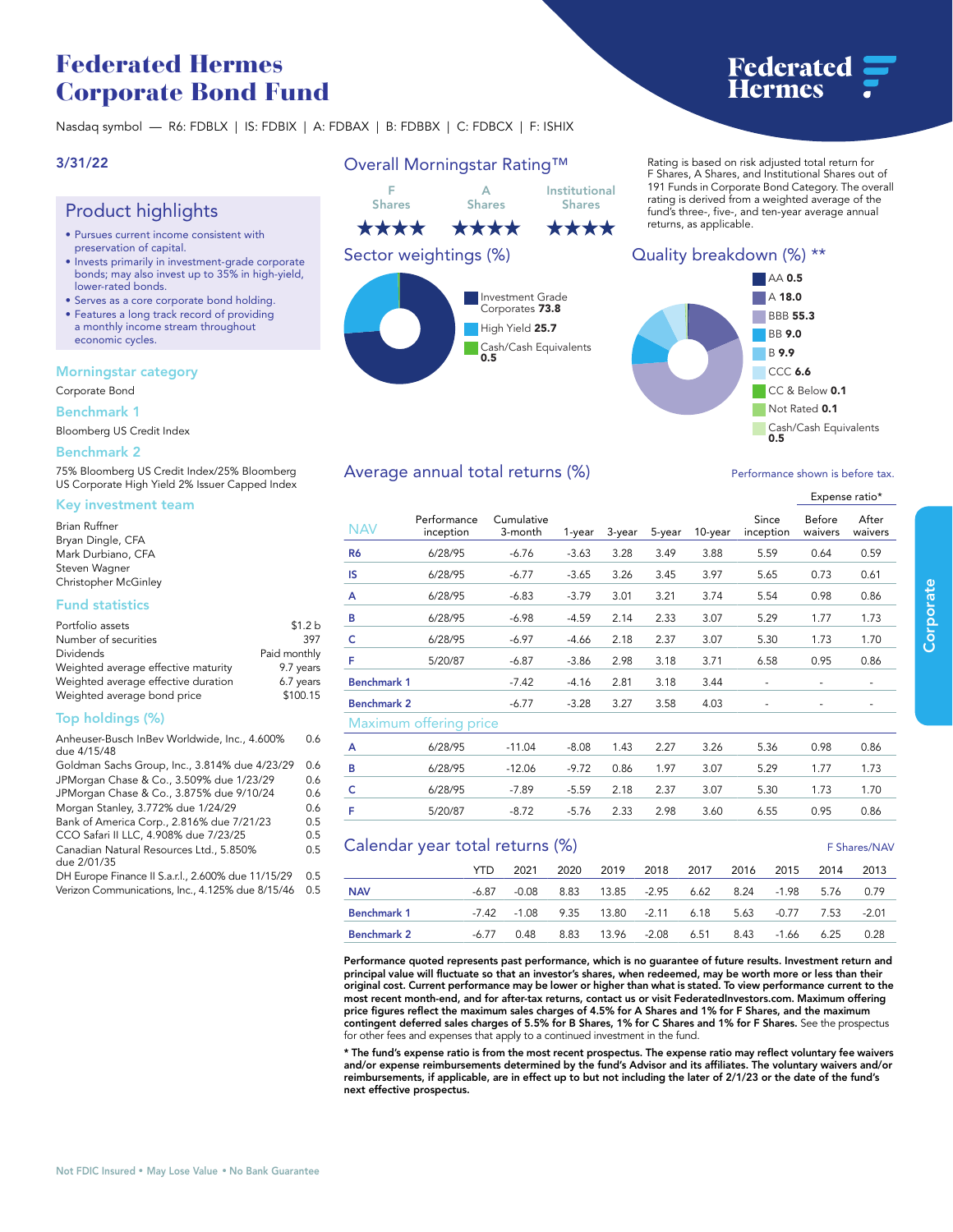# Federated Hermes Corporate Bond Fund

Nasdaq symbol — R6: FDBLX | IS: FDBIX | A: FDBAX | B: FDBBX | C: FDBCX | F: ISHIX

**3/31/22**

## Product highlights

- Pursues current income consistent with preservation of capital.
- Invests primarily in investment-grade corporate bonds; may also invest up to 35% in high-yield, lower-rated bonds.
- Serves as a core corporate bond holding.
- Features a long track record of providing a monthly income stream throughout economic cycles.

### Morningstar category

Corporate Bond

### Benchmark 1

Bloomberg US Credit Index

### Benchmark 2

75% Bloomberg US Credit Index/25% Bloomberg US Corporate High Yield 2% Issuer Capped Index

### Key investment team

Brian Ruffner
Bryan Dingle, CFA
Mark Durbiano, CFA
Steven Wagner
Christopher McGinley

### Fund statistics

| | |
|---|---|
| Portfolio assets | $1.2 b |
| Number of securities | 397 |
| Dividends | Paid monthly |
| Weighted average effective maturity | 9.7 years |
| Weighted average effective duration | 6.7 years |
| Weighted average bond price | $100.15 |

### Top holdings (%)

| | |
|---|---|
| Anheuser-Busch InBev Worldwide, Inc., 4.600% due 4/15/48 | 0.6 |
| Goldman Sachs Group, Inc., 3.814% due 4/23/29 | 0.6 |
| JPMorgan Chase & Co., 3.509% due 1/23/29 | 0.6 |
| JPMorgan Chase & Co., 3.875% due 9/10/24 | 0.6 |
| Morgan Stanley, 3.772% due 1/24/29 | 0.6 |
| Bank of America Corp., 2.816% due 7/21/23 | 0.5 |
| CCO Safari II LLC, 4.908% due 7/23/25 | 0.5 |
| Canadian Natural Resources Ltd., 5.850% due 2/01/35 | 0.5 |
| DH Europe Finance II S.a.r.l., 2.600% due 11/15/29 | 0.5 |
| Verizon Communications, Inc., 4.125% due 8/15/46 | 0.5 |

## Overall Morningstar Rating™

| F Shares | A Shares | Institutional Shares |
|---|---|---|
| ★★★★ | ★★★★ | ★★★★ |

Rating is based on risk adjusted total return for F Shares, A Shares, and Institutional Shares out of 191 Funds in Corporate Bond Category. The overall rating is derived from a weighted average of the fund's three-, five-, and ten-year average annual returns, as applicable.

## Sector weightings (%)

- Investment Grade Corporates **73.8**
- High Yield **25.7**
- Cash/Cash Equivalents **0.5**

## Quality breakdown (%) **

- AA **0.5**
- A **18.0**
- BBB **55.3**
- BB **9.0**
- B **9.9**
- CCC **6.6**
- CC & Below **0.1**
- Not Rated **0.1**
- Cash/Cash Equivalents **0.5**

## Average annual total returns (%)

Performance shown is before tax.

| NAV | Performance inception | Cumulative 3-month | 1-year | 3-year | 5-year | 10-year | Since inception | Expense ratio* Before waivers | Expense ratio* After waivers |
|---|---|---|---|---|---|---|---|---|---|
| **R6** | 6/28/95 | -6.76 | -3.63 | 3.28 | 3.49 | 3.88 | 5.59 | 0.64 | 0.59 |
| **IS** | 6/28/95 | -6.77 | -3.65 | 3.26 | 3.45 | 3.97 | 5.65 | 0.73 | 0.61 |
| **A** | 6/28/95 | -6.83 | -3.79 | 3.01 | 3.21 | 3.74 | 5.54 | 0.98 | 0.86 |
| **B** | 6/28/95 | -6.98 | -4.59 | 2.14 | 2.33 | 3.07 | 5.29 | 1.77 | 1.73 |
| **C** | 6/28/95 | -6.97 | -4.66 | 2.18 | 2.37 | 3.07 | 5.30 | 1.73 | 1.70 |
| **F** | 5/20/87 | -6.87 | -3.86 | 2.98 | 3.18 | 3.71 | 6.58 | 0.95 | 0.86 |
| **Benchmark 1** | | -7.42 | -4.16 | 2.81 | 3.18 | 3.44 | - | - | - |
| **Benchmark 2** | | -6.77 | -3.28 | 3.27 | 3.58 | 4.03 | - | - | - |
| **Maximum offering price** | | | | | | | | | |
| **A** | 6/28/95 | -11.04 | -8.08 | 1.43 | 2.27 | 3.26 | 5.36 | 0.98 | 0.86 |
| **B** | 6/28/95 | -12.06 | -9.72 | 0.86 | 1.97 | 3.07 | 5.29 | 1.77 | 1.73 |
| **C** | 6/28/95 | -7.89 | -5.59 | 2.18 | 2.37 | 3.07 | 5.30 | 1.73 | 1.70 |
| **F** | 5/20/87 | -8.72 | -5.76 | 2.33 | 2.98 | 3.60 | 6.55 | 0.95 | 0.86 |

## Calendar year total returns (%)

F Shares/NAV

| | YTD | 2021 | 2020 | 2019 | 2018 | 2017 | 2016 | 2015 | 2014 | 2013 |
|---|---|---|---|---|---|---|---|---|---|---|
| **NAV** | -6.87 | -0.08 | 8.83 | 13.85 | -2.95 | 6.62 | 8.24 | -1.98 | 5.76 | 0.79 |
| **Benchmark 1** | -7.42 | -1.08 | 9.35 | 13.80 | -2.11 | 6.18 | 5.63 | -0.77 | 7.53 | -2.01 |
| **Benchmark 2** | -6.77 | 0.48 | 8.83 | 13.96 | -2.08 | 6.51 | 8.43 | -1.66 | 6.25 | 0.28 |

**Performance quoted represents past performance, which is no guarantee of future results. Investment return and principal value will fluctuate so that an investor's shares, when redeemed, may be worth more or less than their original cost. Current performance may be lower or higher than what is stated. To view performance current to the most recent month-end, and for after-tax returns, contact us or visit FederatedInvestors.com. Maximum offering price figures reflect the maximum sales charges of 4.5% for A Shares and 1% for F Shares, and the maximum contingent deferred sales charges of 5.5% for B Shares, 1% for C Shares and 1% for F Shares.** See the prospectus for other fees and expenses that apply to a continued investment in the fund.

**\* The fund's expense ratio is from the most recent prospectus. The expense ratio may reflect voluntary fee waivers and/or expense reimbursements determined by the fund's Advisor and its affiliates. The voluntary waivers and/or reimbursements, if applicable, are in effect up to but not including the later of 2/1/23 or the date of the fund's next effective prospectus.**

Not FDIC Insured • May Lose Value • No Bank Guarantee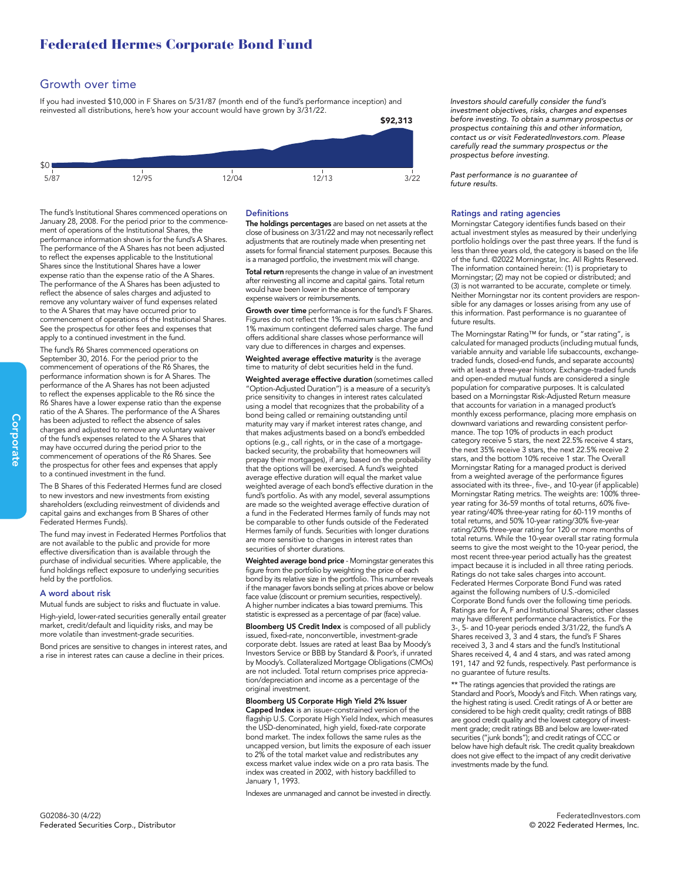# Federated Hermes Corporate Bond Fund

## Growth over time

If you had invested $10,000 in F Shares on 5/31/87 (month end of the fund's performance inception) and reinvested all distributions, here's how your account would have grown by 3/31/22.

$92,313

$0

5/87 12/95 12/04 12/13 3/22

*Investors should carefully consider the fund's investment objectives, risks, charges and expenses before investing. To obtain a summary prospectus or prospectus containing this and other information, contact us or visit FederatedInvestors.com. Please carefully read the summary prospectus or the prospectus before investing.*

*Past performance is no guarantee of future results.*

The fund's Institutional Shares commenced operations on January 28, 2008. For the period prior to the commencement of operations of the Institutional Shares, the performance information shown is for the fund's A Shares. The performance of the A Shares has not been adjusted to reflect the expenses applicable to the Institutional Shares since the Institutional Shares have a lower expense ratio than the expense ratio of the A Shares. The performance of the A Shares has been adjusted to reflect the absence of sales charges and adjusted to remove any voluntary waiver of fund expenses related to the A Shares that may have occurred prior to commencement of operations of the Institutional Shares. See the prospectus for other fees and expenses that apply to a continued investment in the fund.

The fund's R6 Shares commenced operations on September 30, 2016. For the period prior to the commencement of operations of the R6 Shares, the performance information shown is for A Shares. The performance of the A Shares has not been adjusted to reflect the expenses applicable to the R6 since the R6 Shares have a lower expense ratio than the expense ratio of the A Shares. The performance of the A Shares has been adjusted to reflect the absence of sales charges and adjusted to remove any voluntary waiver of the fund's expenses related to the A Shares that may have occurred during the period prior to the commencement of operations of the R6 Shares. See the prospectus for other fees and expenses that apply to a continued investment in the fund.

The B Shares of this Federated Hermes fund are closed to new investors and new investments from existing shareholders (excluding reinvestment of dividends and capital gains and exchanges from B Shares of other Federated Hermes Funds).

The fund may invest in Federated Hermes Portfolios that are not available to the public and provide for more effective diversification than is available through the purchase of individual securities. Where applicable, the fund holdings reflect exposure to underlying securities held by the portfolios.

### A word about risk

Mutual funds are subject to risks and fluctuate in value.

High-yield, lower-rated securities generally entail greater market, credit/default and liquidity risks, and may be more volatile than investment-grade securities.

Bond prices are sensitive to changes in interest rates, and a rise in interest rates can cause a decline in their prices.

### Definitions

**The holdings percentages** are based on net assets at the close of business on 3/31/22 and may not necessarily reflect adjustments that are routinely made when presenting net assets for formal financial statement purposes. Because this is a managed portfolio, the investment mix will change.

**Total return** represents the change in value of an investment after reinvesting all income and capital gains. Total return would have been lower in the absence of temporary expense waivers or reimbursements.

**Growth over time** performance is for the fund's F Shares. Figures do not reflect the 1% maximum sales charge and 1% maximum contingent deferred sales charge. The fund offers additional share classes whose performance will vary due to differences in charges and expenses.

**Weighted average effective maturity** is the average time to maturity of debt securities held in the fund.

**Weighted average effective duration** (sometimes called "Option-Adjusted Duration") is a measure of a security's price sensitivity to changes in interest rates calculated using a model that recognizes that the probability of a bond being called or remaining outstanding until maturity may vary if market interest rates change, and that makes adjustments based on a bond's embedded options (e.g., call rights, or in the case of a mortgage-backed security, the probability that homeowners will prepay their mortgages), if any, based on the probability that the options will be exercised. A fund's weighted average effective duration will equal the market value weighted average of each bond's effective duration in the fund's portfolio. As with any model, several assumptions are made so the weighted average effective duration of a fund in the Federated Hermes family of funds may not be comparable to other funds outside of the Federated Hermes family of funds. Securities with longer durations are more sensitive to changes in interest rates than securities of shorter durations.

**Weighted average bond price** - Morningstar generates this figure from the portfolio by weighting the price of each bond by its relative size in the portfolio. This number reveals if the manager favors bonds selling at prices above or below face value (discount or premium securities, respectively). A higher number indicates a bias toward premiums. This statistic is expressed as a percentage of par (face) value.

**Bloomberg US Credit Index** is composed of all publicly issued, fixed-rate, nonconvertible, investment-grade corporate debt. Issues are rated at least Baa by Moody's Investors Service or BBB by Standard & Poor's, if unrated by Moody's. Collateralized Mortgage Obligations (CMOs) are not included. Total return comprises price appreciation/depreciation and income as a percentage of the original investment.

**Bloomberg US Corporate High Yield 2% Issuer Capped Index** is an issuer-constrained version of the flagship U.S. Corporate High Yield Index, which measures the USD-denominated, high yield, fixed-rate corporate bond market. The index follows the same rules as the uncapped version, but limits the exposure of each issuer to 2% of the total market value and redistributes any excess market value index wide on a pro rata basis. The index was created in 2002, with history backfilled to January 1, 1993.

Indexes are unmanaged and cannot be invested in directly.

### Ratings and rating agencies

Morningstar Category identifies funds based on their actual investment styles as measured by their underlying portfolio holdings over the past three years. If the fund is less than three years old, the category is based on the life of the fund. ©2022 Morningstar, Inc. All Rights Reserved. The information contained herein: (1) is proprietary to Morningstar; (2) may not be copied or distributed; and (3) is not warranted to be accurate, complete or timely. Neither Morningstar nor its content providers are responsible for any damages or losses arising from any use of this information. Past performance is no guarantee of future results.

The Morningstar Rating™ for funds, or "star rating", is calculated for managed products (including mutual funds, variable annuity and variable life subaccounts, exchange-traded funds, closed-end funds, and separate accounts) with at least a three-year history. Exchange-traded funds and open-ended mutual funds are considered a single population for comparative purposes. It is calculated based on a Morningstar Risk-Adjusted Return measure that accounts for variation in a managed product's monthly excess performance, placing more emphasis on downward variations and rewarding consistent performance. The top 10% of products in each product category receive 5 stars, the next 22.5% receive 4 stars, the next 35% receive 3 stars, the next 22.5% receive 2 stars, and the bottom 10% receive 1 star. The Overall Morningstar Rating for a managed product is derived from a weighted average of the performance figures associated with its three-, five-, and 10-year (if applicable) Morningstar Rating metrics. The weights are: 100% three-year rating for 36-59 months of total returns, 60% five-year rating/40% three-year rating for 60-119 months of total returns, and 50% 10-year rating/30% five-year rating/20% three-year rating for 120 or more months of total returns. While the 10-year overall star rating formula seems to give the most weight to the 10-year period, the most recent three-year period actually has the greatest impact because it is included in all three rating periods. Ratings do not take sales charges into account. Federated Hermes Corporate Bond Fund was rated against the following numbers of U.S.-domiciled Corporate Bond funds over the following time periods. Ratings are for A, F and Institutional Shares; other classes may have different performance characteristics. For the 3-, 5- and 10-year periods ended 3/31/22, the fund's A Shares received 3, 3 and 4 stars, the fund's F Shares received 3, 3 and 4 stars and the fund's Institutional Shares received 4, 4 and 4 stars, and was rated among 191, 147 and 92 funds, respectively. Past performance is no guarantee of future results.

** The ratings agencies that provided the ratings are Standard and Poor's, Moody's and Fitch. When ratings vary, the highest rating is used. Credit ratings of A or better are considered to be high credit quality; credit ratings of BBB are good credit quality and the lowest category of investment grade; credit ratings BB and below are lower-rated securities ("junk bonds"); and credit ratings of CCC or below have high default risk. The credit quality breakdown does not give effect to the impact of any credit derivative investments made by the fund.

G02086-30 (4/22)
Federated Securities Corp., Distributor

FederatedInvestors.com
© 2022 Federated Hermes, Inc.